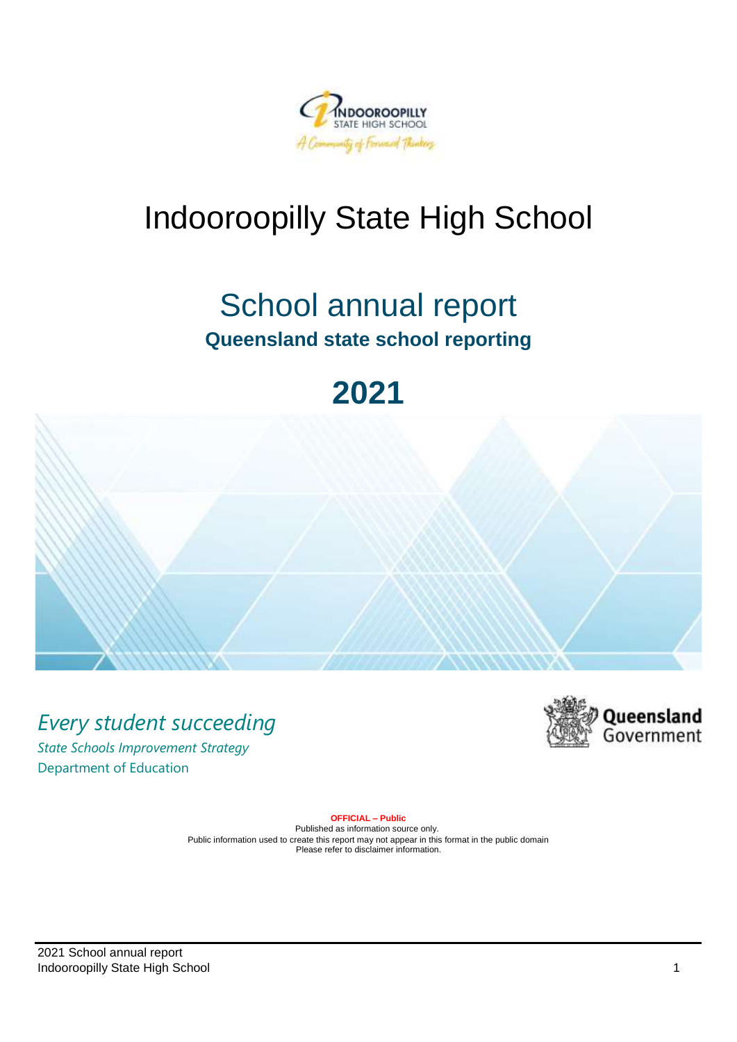# Indooroopilly State High School

## School annual report

**Queensland state school reporting**

# 2021

*Every student succeeding*

*State Schools Improvement Strategy*

Department of Education

**OFFICIAL – Public**

Published as information source only.

Public information used to create this report may not appear in this format in the public domain

Please refer to disclaimer information.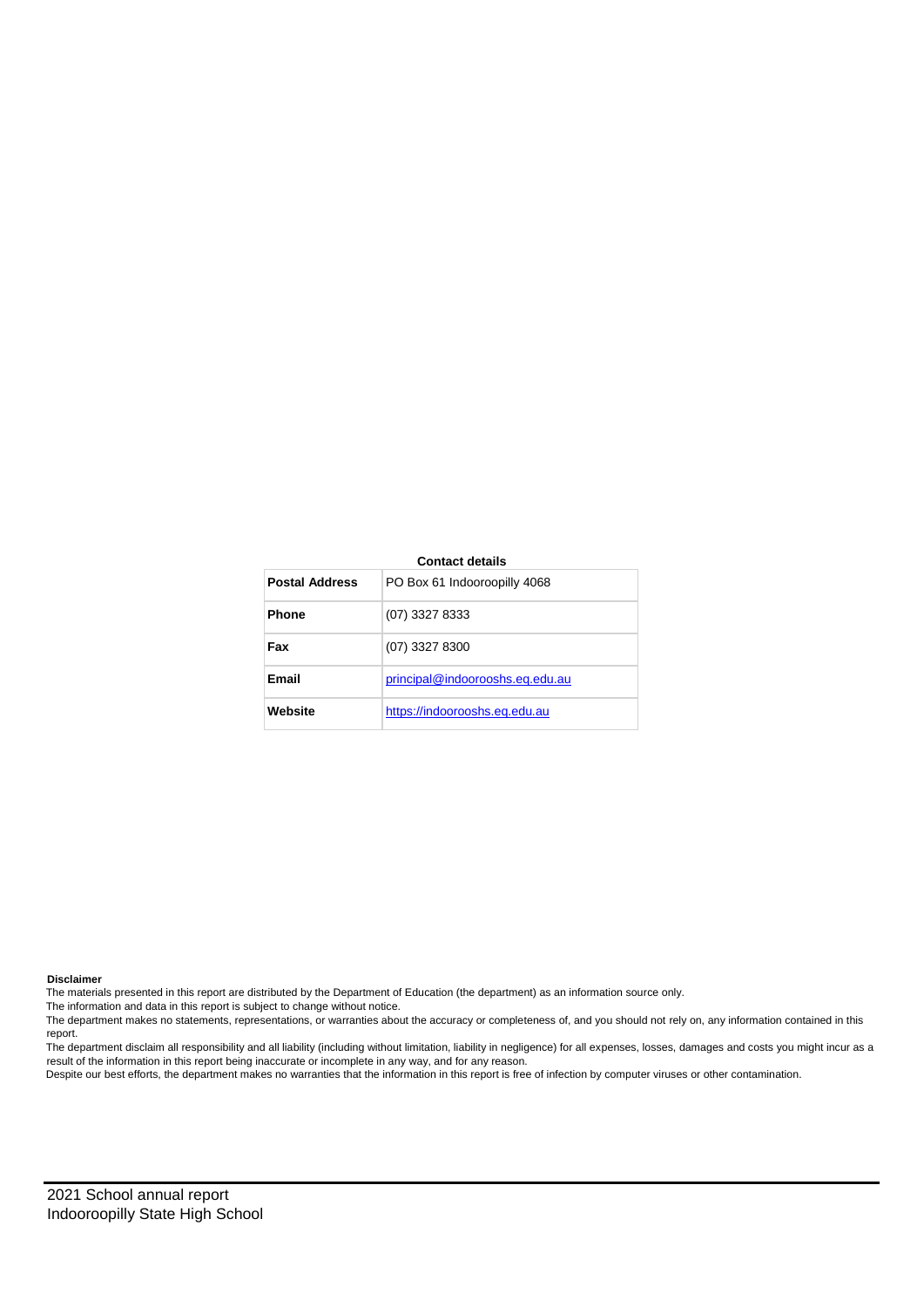**Contact details**

| Postal Address | PO Box 61 Indooroopilly 4068 |
| --- | --- |
| Phone | (07) 3327 8333 |
| Fax | (07) 3327 8300 |
| Email | principal@indooroshs.eq.edu.au |
| Website | https://indooroshs.eq.edu.au |

**Disclaimer**

The materials presented in this report are distributed by the Department of Education (the department) as an information source only.

The information and data in this report is subject to change without notice.

The department makes no statements, representations, or warranties about the accuracy or completeness of, and you should not rely on, any information contained in this report.

The department disclaim all responsibility and all liability (including without limitation, liability in negligence) for all expenses, losses, damages and costs you might incur as a result of the information in this report being inaccurate or incomplete in any way, and for any reason.

Despite our best efforts, the department makes no warranties that the information in this report is free of infection by computer viruses or other contamination.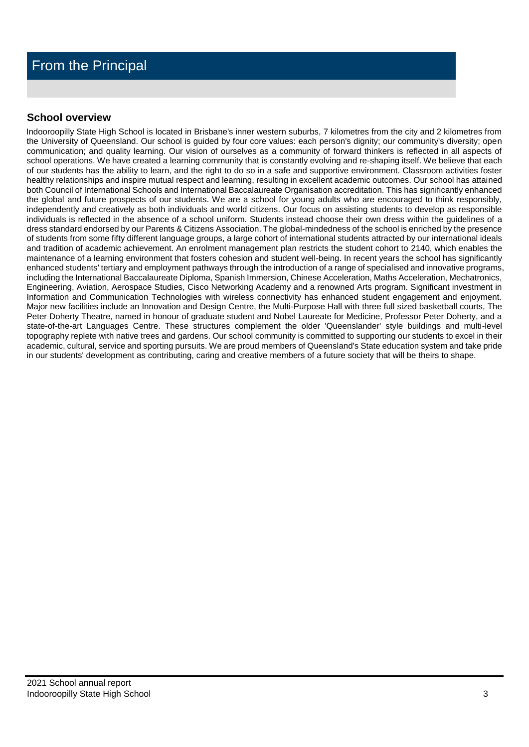# From the Principal

## School overview

Indooroopilly State High School is located in Brisbane's inner western suburbs, 7 kilometres from the city and 2 kilometres from the University of Queensland. Our school is guided by four core values: each person's dignity; our community's diversity; open communication; and quality learning. Our vision of ourselves as a community of forward thinkers is reflected in all aspects of school operations. We have created a learning community that is constantly evolving and re-shaping itself. We believe that each of our students has the ability to learn, and the right to do so in a safe and supportive environment. Classroom activities foster healthy relationships and inspire mutual respect and learning, resulting in excellent academic outcomes. Our school has attained both Council of International Schools and International Baccalaureate Organisation accreditation. This has significantly enhanced the global and future prospects of our students. We are a school for young adults who are encouraged to think responsibly, independently and creatively as both individuals and world citizens. Our focus on assisting students to develop as responsible individuals is reflected in the absence of a school uniform. Students instead choose their own dress within the guidelines of a dress standard endorsed by our Parents & Citizens Association. The global-mindedness of the school is enriched by the presence of students from some fifty different language groups, a large cohort of international students attracted by our international ideals and tradition of academic achievement. An enrolment management plan restricts the student cohort to 2140, which enables the maintenance of a learning environment that fosters cohesion and student well-being. In recent years the school has significantly enhanced students' tertiary and employment pathways through the introduction of a range of specialised and innovative programs, including the International Baccalaureate Diploma, Spanish Immersion, Chinese Acceleration, Maths Acceleration, Mechatronics, Engineering, Aviation, Aerospace Studies, Cisco Networking Academy and a renowned Arts program. Significant investment in Information and Communication Technologies with wireless connectivity has enhanced student engagement and enjoyment. Major new facilities include an Innovation and Design Centre, the Multi-Purpose Hall with three full sized basketball courts, The Peter Doherty Theatre, named in honour of graduate student and Nobel Laureate for Medicine, Professor Peter Doherty, and a state-of-the-art Languages Centre. These structures complement the older 'Queenslander' style buildings and multi-level topography replete with native trees and gardens. Our school community is committed to supporting our students to excel in their academic, cultural, service and sporting pursuits. We are proud members of Queensland's State education system and take pride in our students' development as contributing, caring and creative members of a future society that will be theirs to shape.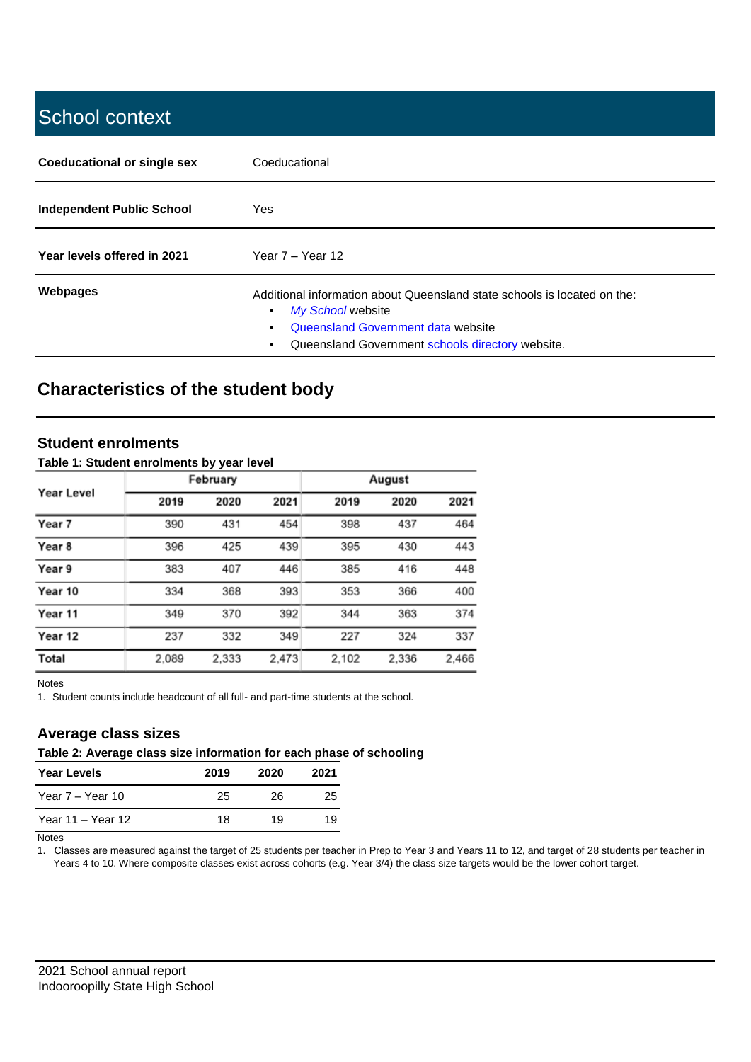# School context

| | |
|---|---|
| **Coeducational or single sex** | Coeducational |
| **Independent Public School** | Yes |
| **Year levels offered in 2021** | Year 7 – Year 12 |
| **Webpages** | Additional information about Queensland state schools is located on the: <br>• *My School* website <br>• Queensland Government data website <br>• Queensland Government schools directory website. |

## Characteristics of the student body

### Student enrolments

**Table 1: Student enrolments by year level**

| Year Level | February | | | August | | |
|---|---|---|---|---|---|---|
| | **2019** | **2020** | **2021** | **2019** | **2020** | **2021** |
| **Year 7** | 390 | 431 | 454 | 398 | 437 | 464 |
| **Year 8** | 396 | 425 | 439 | 395 | 430 | 443 |
| **Year 9** | 383 | 407 | 446 | 385 | 416 | 448 |
| **Year 10** | 334 | 368 | 393 | 353 | 366 | 400 |
| **Year 11** | 349 | 370 | 392 | 344 | 363 | 374 |
| **Year 12** | 237 | 332 | 349 | 227 | 324 | 337 |
| **Total** | 2,089 | 2,333 | 2,473 | 2,102 | 2,336 | 2,466 |

Notes

1. Student counts include headcount of all full- and part-time students at the school.

### Average class sizes

**Table 2: Average class size information for each phase of schooling**

| Year Levels | 2019 | 2020 | 2021 |
|---|---|---|---|
| Year 7 – Year 10 | 25 | 26 | 25 |
| Year 11 – Year 12 | 18 | 19 | 19 |

Notes

1. Classes are measured against the target of 25 students per teacher in Prep to Year 3 and Years 11 to 12, and target of 28 students per teacher in Years 4 to 10. Where composite classes exist across cohorts (e.g. Year 3/4) the class size targets would be the lower cohort target.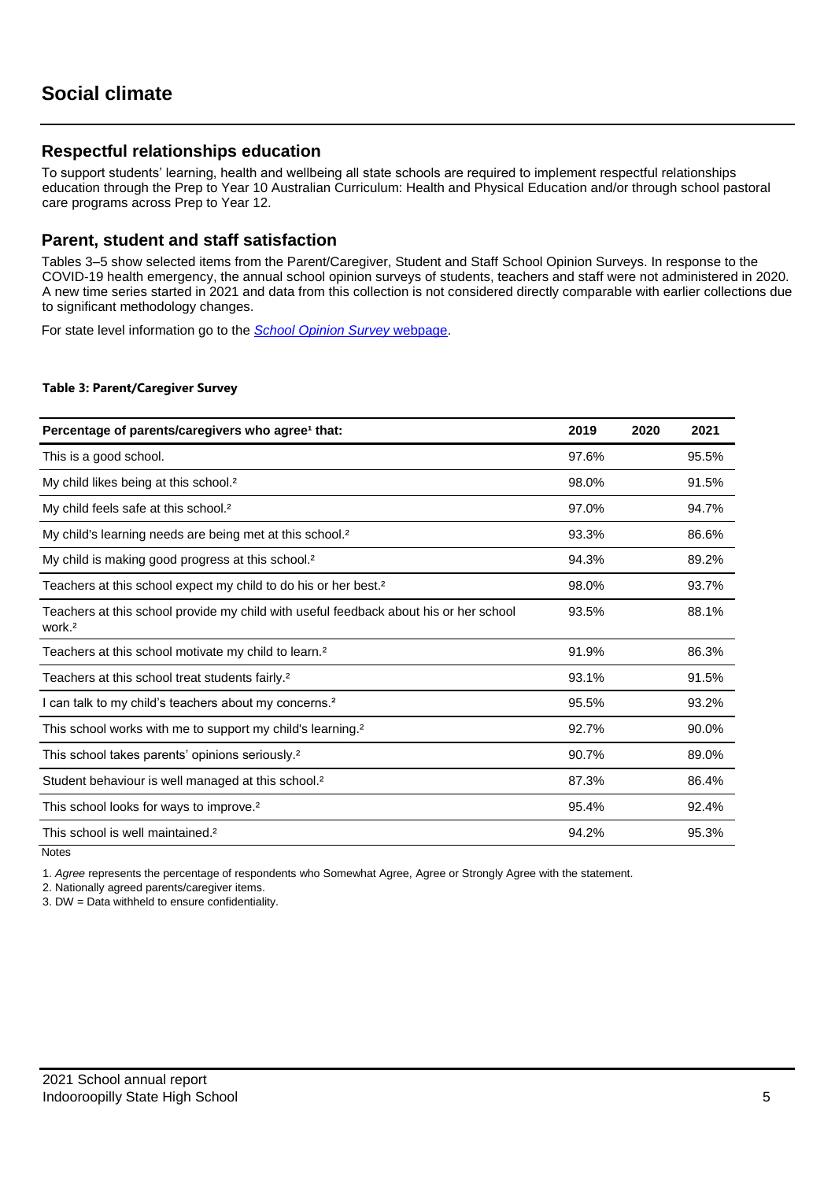# Social climate

## Respectful relationships education

To support students' learning, health and wellbeing all state schools are required to implement respectful relationships education through the Prep to Year 10 Australian Curriculum: Health and Physical Education and/or through school pastoral care programs across Prep to Year 12.

## Parent, student and staff satisfaction

Tables 3–5 show selected items from the Parent/Caregiver, Student and Staff School Opinion Surveys. In response to the COVID-19 health emergency, the annual school opinion surveys of students, teachers and staff were not administered in 2020. A new time series started in 2021 and data from this collection is not considered directly comparable with earlier collections due to significant methodology changes.

For state level information go to the *School Opinion Survey* webpage.

**Table 3: Parent/Caregiver Survey**

| Percentage of parents/caregivers who agree[1] that: | 2019 | 2020 | 2021 |
|---|---|---|---|
| This is a good school. | 97.6% | | 95.5% |
| My child likes being at this school.[2] | 98.0% | | 91.5% |
| My child feels safe at this school.[2] | 97.0% | | 94.7% |
| My child's learning needs are being met at this school.[2] | 93.3% | | 86.6% |
| My child is making good progress at this school.[2] | 94.3% | | 89.2% |
| Teachers at this school expect my child to do his or her best.[2] | 98.0% | | 93.7% |
| Teachers at this school provide my child with useful feedback about his or her school work.[2] | 93.5% | | 88.1% |
| Teachers at this school motivate my child to learn.[2] | 91.9% | | 86.3% |
| Teachers at this school treat students fairly.[2] | 93.1% | | 91.5% |
| I can talk to my child's teachers about my concerns.[2] | 95.5% | | 93.2% |
| This school works with me to support my child's learning.[2] | 92.7% | | 90.0% |
| This school takes parents' opinions seriously.[2] | 90.7% | | 89.0% |
| Student behaviour is well managed at this school.[2] | 87.3% | | 86.4% |
| This school looks for ways to improve.[2] | 95.4% | | 92.4% |
| This school is well maintained.[2] | 94.2% | | 95.3% |

Notes

1. *Agree* represents the percentage of respondents who Somewhat Agree, Agree or Strongly Agree with the statement.
2. Nationally agreed parents/caregiver items.
3. DW = Data withheld to ensure confidentiality.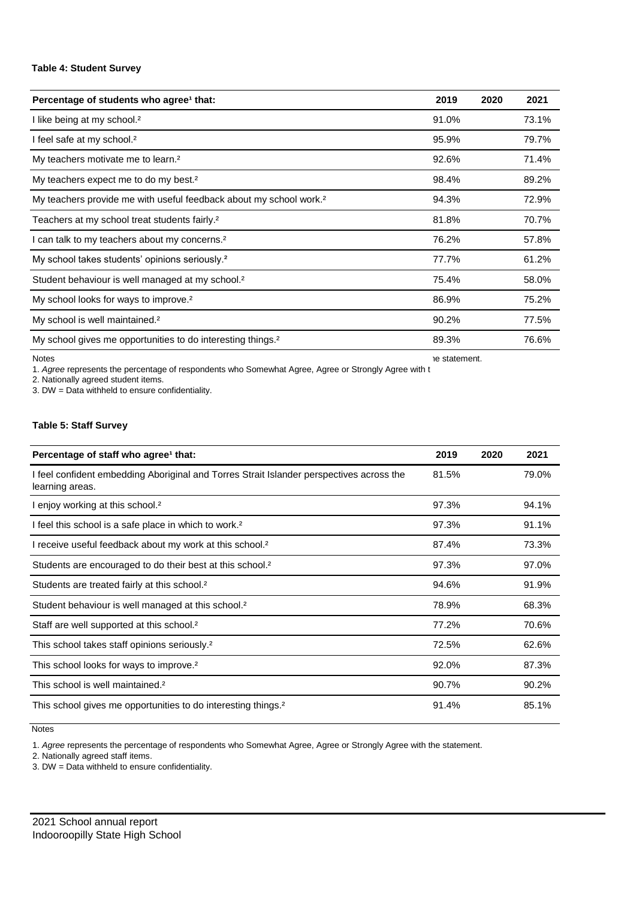**Table 4: Student Survey**

| Percentage of students who agree[1] that: | 2019 | 2020 | 2021 |
|---|---|---|---|
| I like being at my school.[2] | 91.0% | | 73.1% |
| I feel safe at my school.[2] | 95.9% | | 79.7% |
| My teachers motivate me to learn.[2] | 92.6% | | 71.4% |
| My teachers expect me to do my best.[2] | 98.4% | | 89.2% |
| My teachers provide me with useful feedback about my school work.[2] | 94.3% | | 72.9% |
| Teachers at my school treat students fairly.[2] | 81.8% | | 70.7% |
| I can talk to my teachers about my concerns.[2] | 76.2% | | 57.8% |
| My school takes students' opinions seriously.[2] | 77.7% | | 61.2% |
| Student behaviour is well managed at my school.[2] | 75.4% | | 58.0% |
| My school looks for ways to improve.[2] | 86.9% | | 75.2% |
| My school is well maintained.[2] | 90.2% | | 77.5% |
| My school gives me opportunities to do interesting things.[2] | 89.3% | | 76.6% |

Notes

1. *Agree* represents the percentage of respondents who Somewhat Agree, Agree or Strongly Agree with the statement.
2. Nationally agreed student items.
3. DW = Data withheld to ensure confidentiality.

**Table 5: Staff Survey**

| Percentage of staff who agree[1] that: | 2019 | 2020 | 2021 |
|---|---|---|---|
| I feel confident embedding Aboriginal and Torres Strait Islander perspectives across the learning areas. | 81.5% | | 79.0% |
| I enjoy working at this school.[2] | 97.3% | | 94.1% |
| I feel this school is a safe place in which to work.[2] | 97.3% | | 91.1% |
| I receive useful feedback about my work at this school.[2] | 87.4% | | 73.3% |
| Students are encouraged to do their best at this school.[2] | 97.3% | | 97.0% |
| Students are treated fairly at this school.[2] | 94.6% | | 91.9% |
| Student behaviour is well managed at this school.[2] | 78.9% | | 68.3% |
| Staff are well supported at this school.[2] | 77.2% | | 70.6% |
| This school takes staff opinions seriously.[2] | 72.5% | | 62.6% |
| This school looks for ways to improve.[2] | 92.0% | | 87.3% |
| This school is well maintained.[2] | 90.7% | | 90.2% |
| This school gives me opportunities to do interesting things.[2] | 91.4% | | 85.1% |

Notes

1. *Agree* represents the percentage of respondents who Somewhat Agree, Agree or Strongly Agree with the statement.
2. Nationally agreed staff items.
3. DW = Data withheld to ensure confidentiality.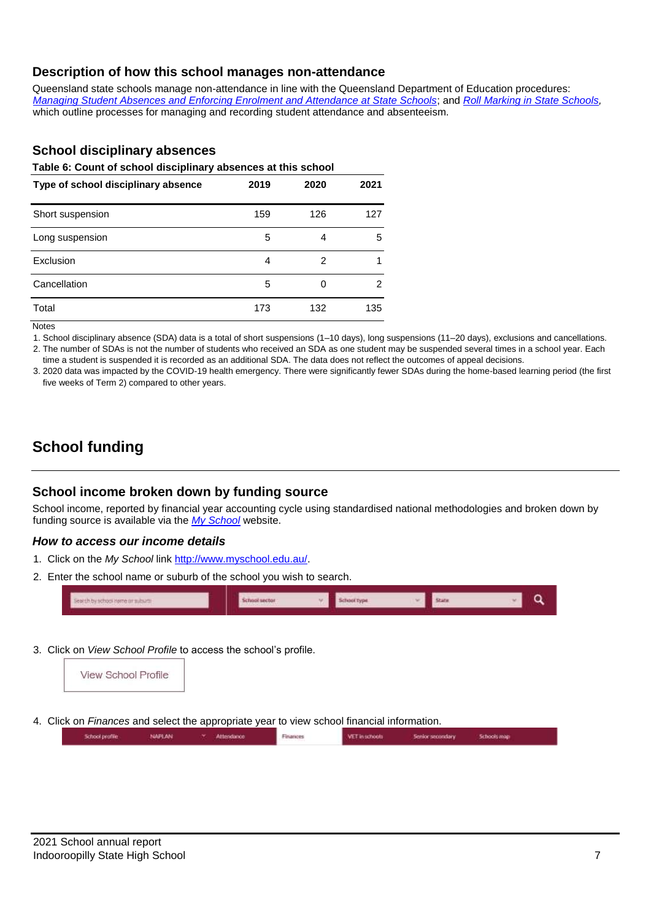## Description of how this school manages non-attendance

Queensland state schools manage non-attendance in line with the Queensland Department of Education procedures: *Managing Student Absences and Enforcing Enrolment and Attendance at State Schools*; and *Roll Marking in State Schools*, which outline processes for managing and recording student attendance and absenteeism.

## School disciplinary absences

**Table 6: Count of school disciplinary absences at this school**

| Type of school disciplinary absence | 2019 | 2020 | 2021 |
|---|---|---|---|
| Short suspension | 159 | 126 | 127 |
| Long suspension | 5 | 4 | 5 |
| Exclusion | 4 | 2 | 1 |
| Cancellation | 5 | 0 | 2 |
| Total | 173 | 132 | 135 |

Notes

1. School disciplinary absence (SDA) data is a total of short suspensions (1–10 days), long suspensions (11–20 days), exclusions and cancellations.
2. The number of SDAs is not the number of students who received an SDA as one student may be suspended several times in a school year. Each time a student is suspended it is recorded as an additional SDA. The data does not reflect the outcomes of appeal decisions.
3. 2020 data was impacted by the COVID-19 health emergency. There were significantly fewer SDAs during the home-based learning period (the first five weeks of Term 2) compared to other years.

# School funding

## School income broken down by funding source

School income, reported by financial year accounting cycle using standardised national methodologies and broken down by funding source is available via the *My School* website.

### *How to access our income details*

1. Click on the *My School* link http://www.myschool.edu.au/.
2. Enter the school name or suburb of the school you wish to search.
3. Click on *View School Profile* to access the school's profile.
4. Click on *Finances* and select the appropriate year to view school financial information.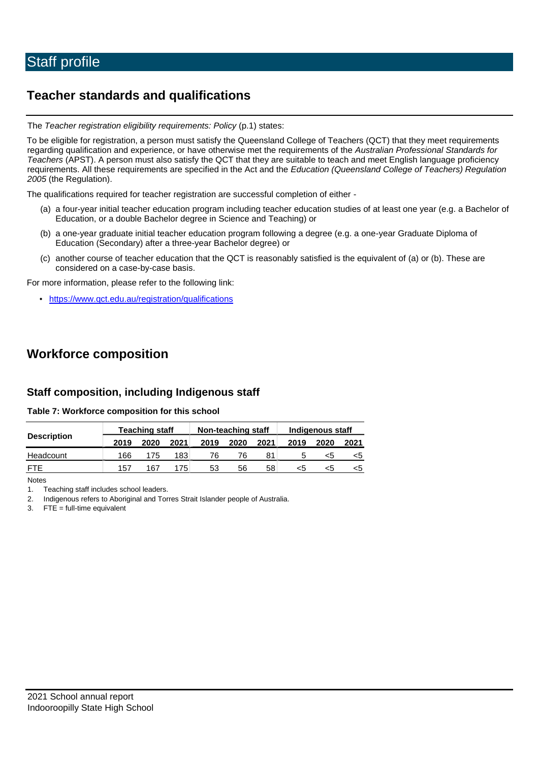# Staff profile

## Teacher standards and qualifications

The *Teacher registration eligibility requirements: Policy* (p.1) states:

To be eligible for registration, a person must satisfy the Queensland College of Teachers (QCT) that they meet requirements regarding qualification and experience, or have otherwise met the requirements of the *Australian Professional Standards for Teachers* (APST). A person must also satisfy the QCT that they are suitable to teach and meet English language proficiency requirements. All these requirements are specified in the Act and the *Education (Queensland College of Teachers) Regulation 2005* (the Regulation).

The qualifications required for teacher registration are successful completion of either -

(a) a four-year initial teacher education program including teacher education studies of at least one year (e.g. a Bachelor of Education, or a double Bachelor degree in Science and Teaching) or

(b) a one-year graduate initial teacher education program following a degree (e.g. a one-year Graduate Diploma of Education (Secondary) after a three-year Bachelor degree) or

(c) another course of teacher education that the QCT is reasonably satisfied is the equivalent of (a) or (b). These are considered on a case-by-case basis.

For more information, please refer to the following link:

- https://www.qct.edu.au/registration/qualifications

## Workforce composition

### Staff composition, including Indigenous staff

**Table 7: Workforce composition for this school**

| Description | Teaching staff | | | Non-teaching staff | | | Indigenous staff | | |
|---|---|---|---|---|---|---|---|---|---|
| | 2019 | 2020 | 2021 | 2019 | 2020 | 2021 | 2019 | 2020 | 2021 |
| Headcount | 166 | 175 | 183 | 76 | 76 | 81 | 5 | <5 | <5 |
| FTE | 157 | 167 | 175 | 53 | 56 | 58 | <5 | <5 | <5 |

Notes

1. Teaching staff includes school leaders.
2. Indigenous refers to Aboriginal and Torres Strait Islander people of Australia.
3. FTE = full-time equivalent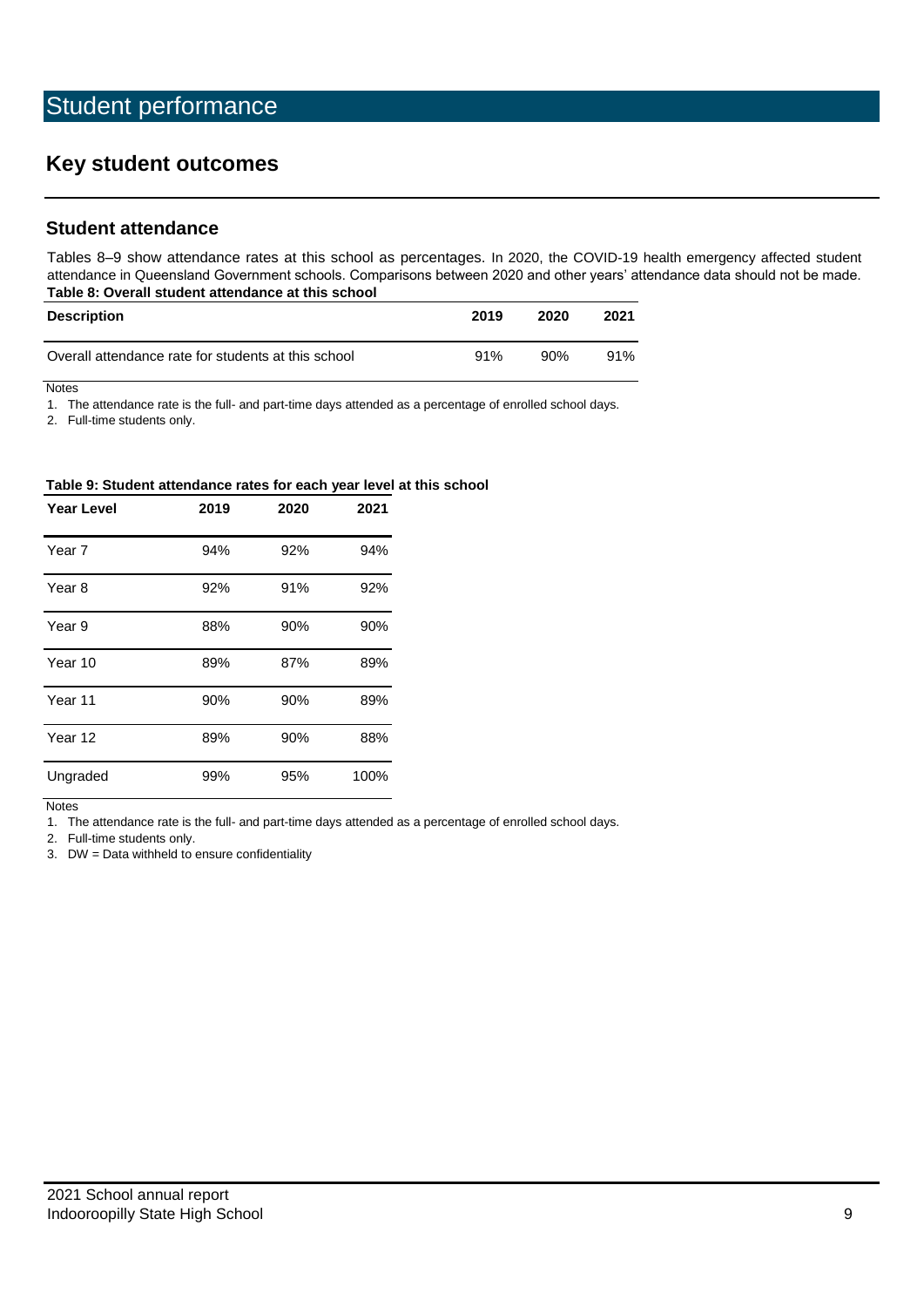# Student performance

## Key student outcomes

### Student attendance

Tables 8–9 show attendance rates at this school as percentages. In 2020, the COVID-19 health emergency affected student attendance in Queensland Government schools. Comparisons between 2020 and other years' attendance data should not be made.

**Table 8: Overall student attendance at this school**

| Description | 2019 | 2020 | 2021 |
|---|---|---|---|
| Overall attendance rate for students at this school | 91% | 90% | 91% |

Notes

1. The attendance rate is the full- and part-time days attended as a percentage of enrolled school days.
2. Full-time students only.

**Table 9: Student attendance rates for each year level at this school**

| Year Level | 2019 | 2020 | 2021 |
|---|---|---|---|
| Year 7 | 94% | 92% | 94% |
| Year 8 | 92% | 91% | 92% |
| Year 9 | 88% | 90% | 90% |
| Year 10 | 89% | 87% | 89% |
| Year 11 | 90% | 90% | 89% |
| Year 12 | 89% | 90% | 88% |
| Ungraded | 99% | 95% | 100% |

Notes

1. The attendance rate is the full- and part-time days attended as a percentage of enrolled school days.
2. Full-time students only.
3. DW = Data withheld to ensure confidentiality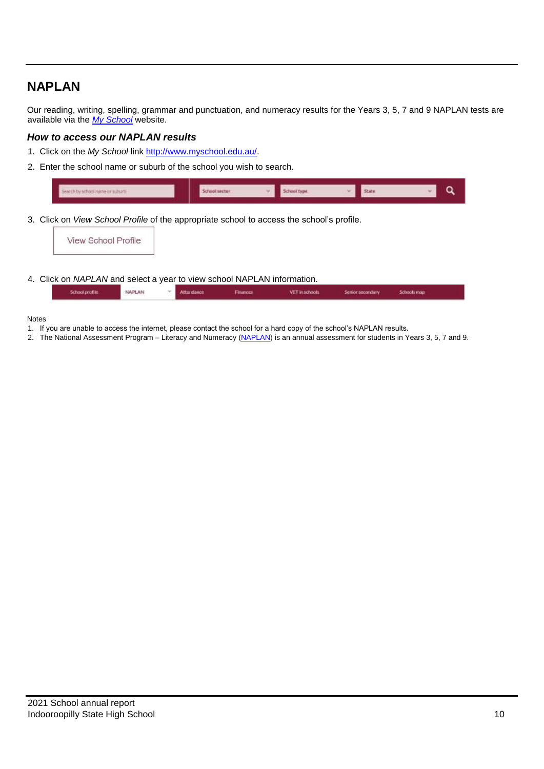## NAPLAN

Our reading, writing, spelling, grammar and punctuation, and numeracy results for the Years 3, 5, 7 and 9 NAPLAN tests are available via the *My School* website.

### *How to access our NAPLAN results*

1. Click on the *My School* link http://www.myschool.edu.au/.
2. Enter the school name or suburb of the school you wish to search.
3. Click on *View School Profile* of the appropriate school to access the school's profile.
4. Click on *NAPLAN* and select a year to view school NAPLAN information.

Notes

1. If you are unable to access the internet, please contact the school for a hard copy of the school's NAPLAN results.
2. The National Assessment Program – Literacy and Numeracy (NAPLAN) is an annual assessment for students in Years 3, 5, 7 and 9.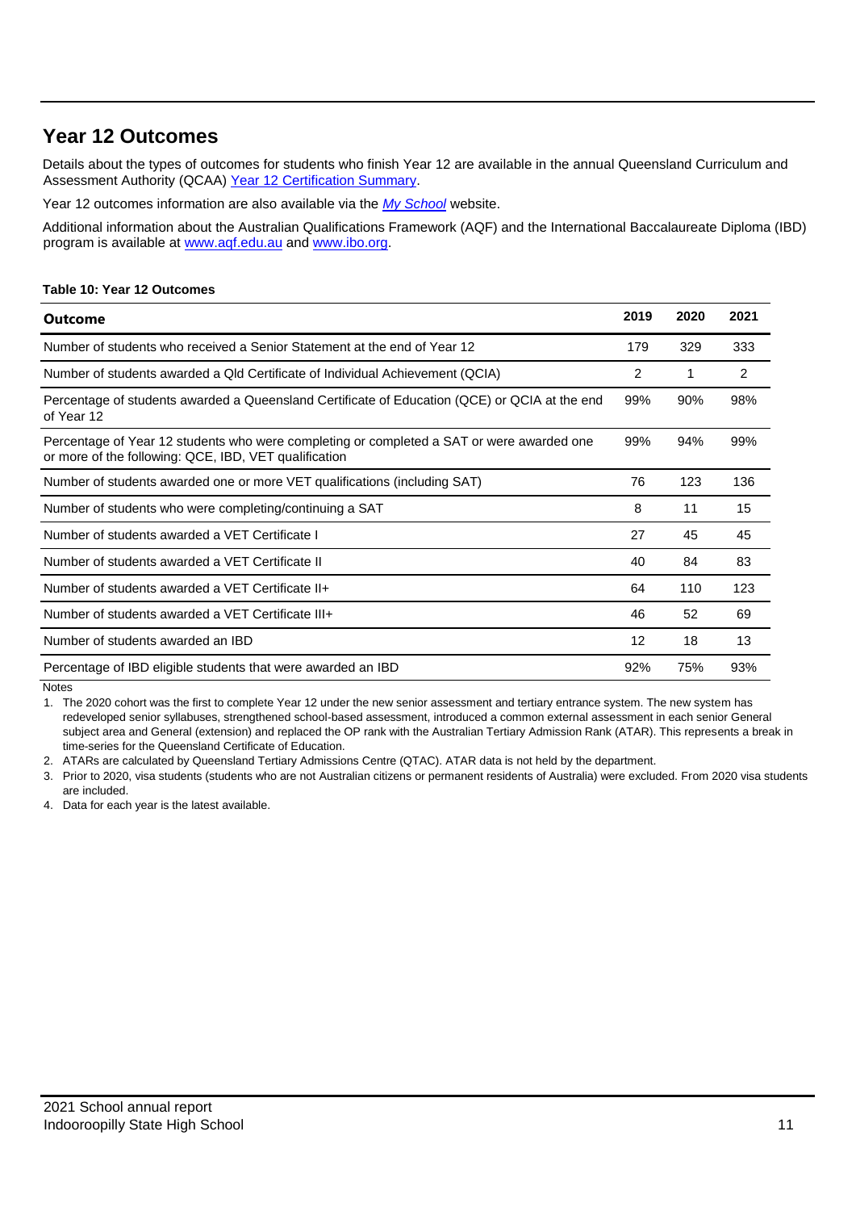## Year 12 Outcomes

Details about the types of outcomes for students who finish Year 12 are available in the annual Queensland Curriculum and Assessment Authority (QCAA) [Year 12 Certification Summary](#).

Year 12 outcomes information are also available via the *[My School](#)* website.

Additional information about the Australian Qualifications Framework (AQF) and the International Baccalaureate Diploma (IBD) program is available at [www.aqf.edu.au](http://www.aqf.edu.au) and [www.ibo.org](http://www.ibo.org).

**Table 10: Year 12 Outcomes**

| Outcome | 2019 | 2020 | 2021 |
|---|---|---|---|
| Number of students who received a Senior Statement at the end of Year 12 | 179 | 329 | 333 |
| Number of students awarded a Qld Certificate of Individual Achievement (QCIA) | 2 | 1 | 2 |
| Percentage of students awarded a Queensland Certificate of Education (QCE) or QCIA at the end of Year 12 | 99% | 90% | 98% |
| Percentage of Year 12 students who were completing or completed a SAT or were awarded one or more of the following: QCE, IBD, VET qualification | 99% | 94% | 99% |
| Number of students awarded one or more VET qualifications (including SAT) | 76 | 123 | 136 |
| Number of students who were completing/continuing a SAT | 8 | 11 | 15 |
| Number of students awarded a VET Certificate I | 27 | 45 | 45 |
| Number of students awarded a VET Certificate II | 40 | 84 | 83 |
| Number of students awarded a VET Certificate II+ | 64 | 110 | 123 |
| Number of students awarded a VET Certificate III+ | 46 | 52 | 69 |
| Number of students awarded an IBD | 12 | 18 | 13 |
| Percentage of IBD eligible students that were awarded an IBD | 92% | 75% | 93% |

Notes

1. The 2020 cohort was the first to complete Year 12 under the new senior assessment and tertiary entrance system. The new system has redeveloped senior syllabuses, strengthened school-based assessment, introduced a common external assessment in each senior General subject area and General (extension) and replaced the OP rank with the Australian Tertiary Admission Rank (ATAR). This represents a break in time-series for the Queensland Certificate of Education.
2. ATARs are calculated by Queensland Tertiary Admissions Centre (QTAC). ATAR data is not held by the department.
3. Prior to 2020, visa students (students who are not Australian citizens or permanent residents of Australia) were excluded. From 2020 visa students are included.
4. Data for each year is the latest available.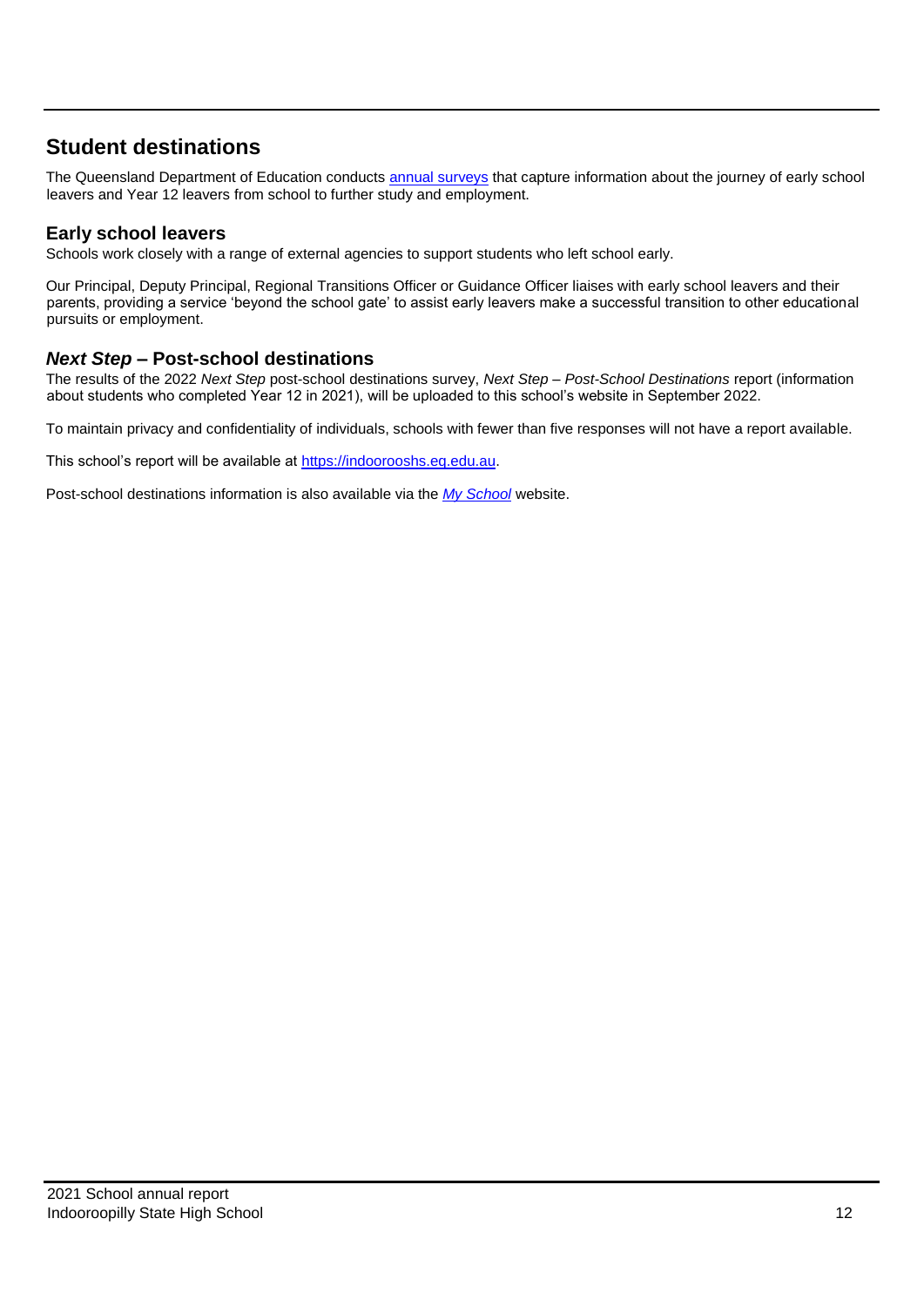## Student destinations

The Queensland Department of Education conducts annual surveys that capture information about the journey of early school leavers and Year 12 leavers from school to further study and employment.

### Early school leavers

Schools work closely with a range of external agencies to support students who left school early.

Our Principal, Deputy Principal, Regional Transitions Officer or Guidance Officer liaises with early school leavers and their parents, providing a service 'beyond the school gate' to assist early leavers make a successful transition to other educational pursuits or employment.

### *Next Step* – Post-school destinations

The results of the 2022 *Next Step* post-school destinations survey, *Next Step – Post-School Destinations* report (information about students who completed Year 12 in 2021), will be uploaded to this school's website in September 2022.

To maintain privacy and confidentiality of individuals, schools with fewer than five responses will not have a report available.

This school's report will be available at https://indooroshs.eq.edu.au.

Post-school destinations information is also available via the *My School* website.